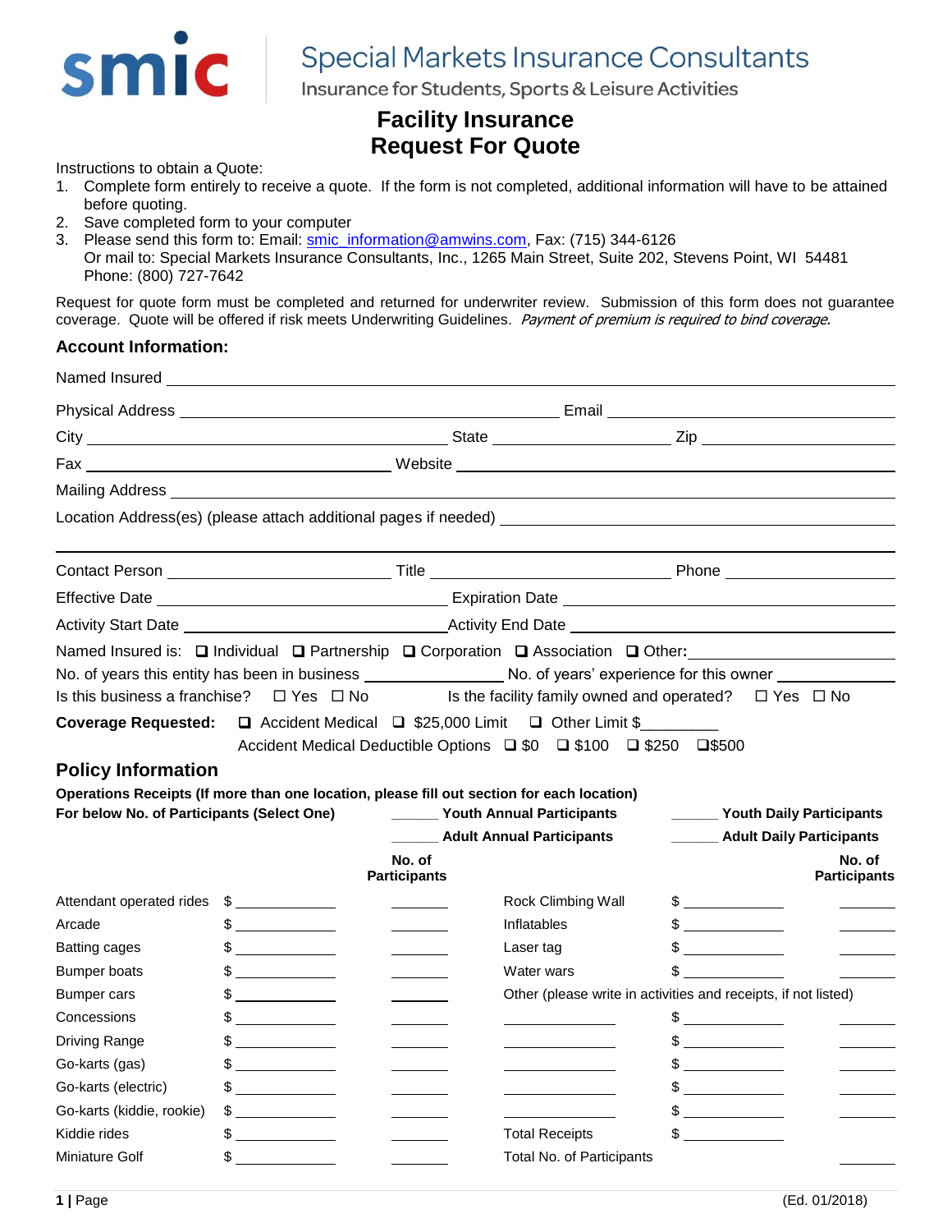# smic

## Special Markets Insurance Consultants

Insurance for Students, Sports & Leisure Activities

# Facility Insurance Request For Quote

Instructions to obtain a Quote:

1. Complete form entirely to receive a quote. If the form is not completed, additional information will have to be attained before quoting.
2. Save completed form to your computer
3. Please send this form to: Email: smic_information@amwins.com, Fax: (715) 344-6126
   Or mail to: Special Markets Insurance Consultants, Inc., 1265 Main Street, Suite 202, Stevens Point, WI 54481
   Phone: (800) 727-7642

Request for quote form must be completed and returned for underwriter review. Submission of this form does not guarantee coverage. Quote will be offered if risk meets Underwriting Guidelines. *Payment of premium is required to bind coverage.*

## Account Information:

Named Insured ______________________________

Physical Address ______________________________ Email ______________________________

City ______________________________ State ______________ Zip ______________

Fax ______________________________ Website ______________________________

Mailing Address ______________________________

Location Address(es) (please attach additional pages if needed) ______________________________

______________________________

Contact Person ______________________ Title ______________________ Phone ______________________

Effective Date ______________________________ Expiration Date ______________________________

Activity Start Date ______________________________ Activity End Date ______________________________

Named Insured is: ❑ Individual ❑ Partnership ❑ Corporation ❑ Association ❑ Other: ______________

No. of years this entity has been in business ______________ No. of years' experience for this owner ______________

Is this business a franchise? ☐ Yes ☐ No Is the facility family owned and operated? ☐ Yes ☐ No

**Coverage Requested:** ❑ Accident Medical ❑ $25,000 Limit ❑ Other Limit $_________

Accident Medical Deductible Options ❑ $0 ❑ $100 ❑ $250 ❑ $500

## Policy Information

**Operations Receipts (If more than one location, please fill out section for each location)**

**For below No. of Participants (Select One)**

______ **Youth Annual Participants** ______ **Youth Daily Participants**

______ **Adult Annual Participants** ______ **Adult Daily Participants**

| | | No. of Participants | | | No. of Participants |
|---|---|---|---|---|---|
| Attendant operated rides | $ ________ | ______ | Rock Climbing Wall | $ ________ | ______ |
| Arcade | $ ________ | ______ | Inflatables | $ ________ | ______ |
| Batting cages | $ ________ | ______ | Laser tag | $ ________ | ______ |
| Bumper boats | $ ________ | ______ | Water wars | $ ________ | ______ |
| Bumper cars | $ ________ | ______ | Other (please write in activities and receipts, if not listed) | | |
| Concessions | $ ________ | ______ | ________ | $ ________ | ______ |
| Driving Range | $ ________ | ______ | ________ | $ ________ | ______ |
| Go-karts (gas) | $ ________ | ______ | ________ | $ ________ | ______ |
| Go-karts (electric) | $ ________ | ______ | ________ | $ ________ | ______ |
| Go-karts (kiddie, rookie) | $ ________ | ______ | ________ | $ ________ | ______ |
| Kiddie rides | $ ________ | ______ | Total Receipts | $ ________ | |
| Miniature Golf | $ ________ | ______ | Total No. of Participants | | ______ |

(Ed. 01/2018)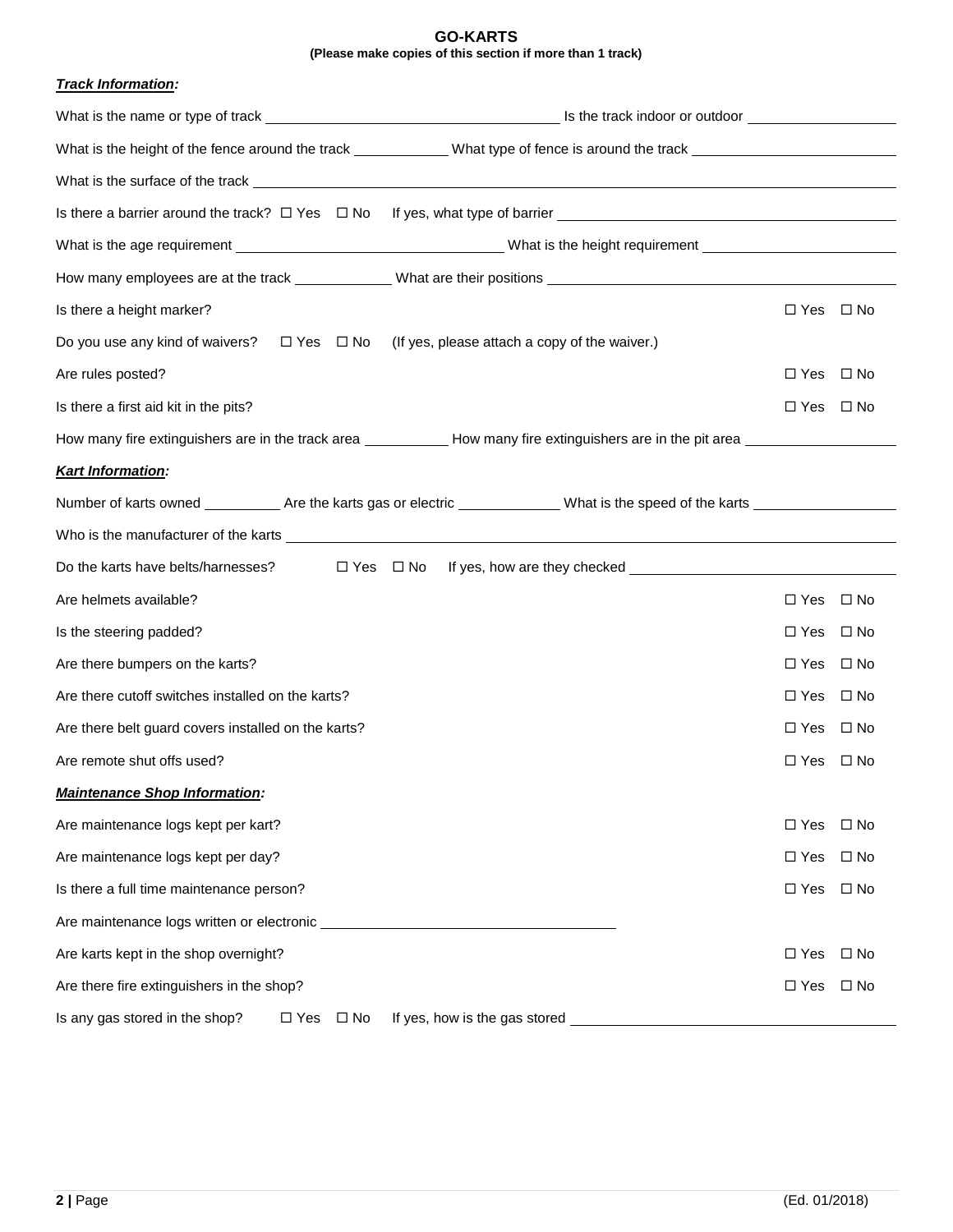# GO-KARTS

**(Please make copies of this section if more than 1 track)**

***Track Information:***

What is the name or type of track ________________ Is the track indoor or outdoor ________________

What is the height of the fence around the track ________ What type of fence is around the track ________________

What is the surface of the track ________________________________

Is there a barrier around the track? ☐ Yes ☐ No If yes, what type of barrier ________________

What is the age requirement ________________ What is the height requirement ________________

How many employees are at the track ________ What are their positions ________________

Is there a height marker? ☐ Yes ☐ No

Do you use any kind of waivers? ☐ Yes ☐ No (If yes, please attach a copy of the waiver.)

Are rules posted? ☐ Yes ☐ No

Is there a first aid kit in the pits? ☐ Yes ☐ No

How many fire extinguishers are in the track area ________ How many fire extinguishers are in the pit area ________

***Kart Information:***

Number of karts owned ________ Are the karts gas or electric ________ What is the speed of the karts ________

Who is the manufacturer of the karts ________________________________

Do the karts have belts/harnesses? ☐ Yes ☐ No If yes, how are they checked ________________

Are helmets available? ☐ Yes ☐ No

Is the steering padded? ☐ Yes ☐ No

Are there bumpers on the karts? ☐ Yes ☐ No

Are there cutoff switches installed on the karts? ☐ Yes ☐ No

Are there belt guard covers installed on the karts? ☐ Yes ☐ No

Are remote shut offs used? ☐ Yes ☐ No

***Maintenance Shop Information:***

Are maintenance logs kept per kart? ☐ Yes ☐ No

Are maintenance logs kept per day? ☐ Yes ☐ No

Is there a full time maintenance person? ☐ Yes ☐ No

Are maintenance logs written or electronic ________________

Are karts kept in the shop overnight? ☐ Yes ☐ No

Are there fire extinguishers in the shop? ☐ Yes ☐ No

Is any gas stored in the shop? ☐ Yes ☐ No If yes, how is the gas stored ________________

(Ed. 01/2018)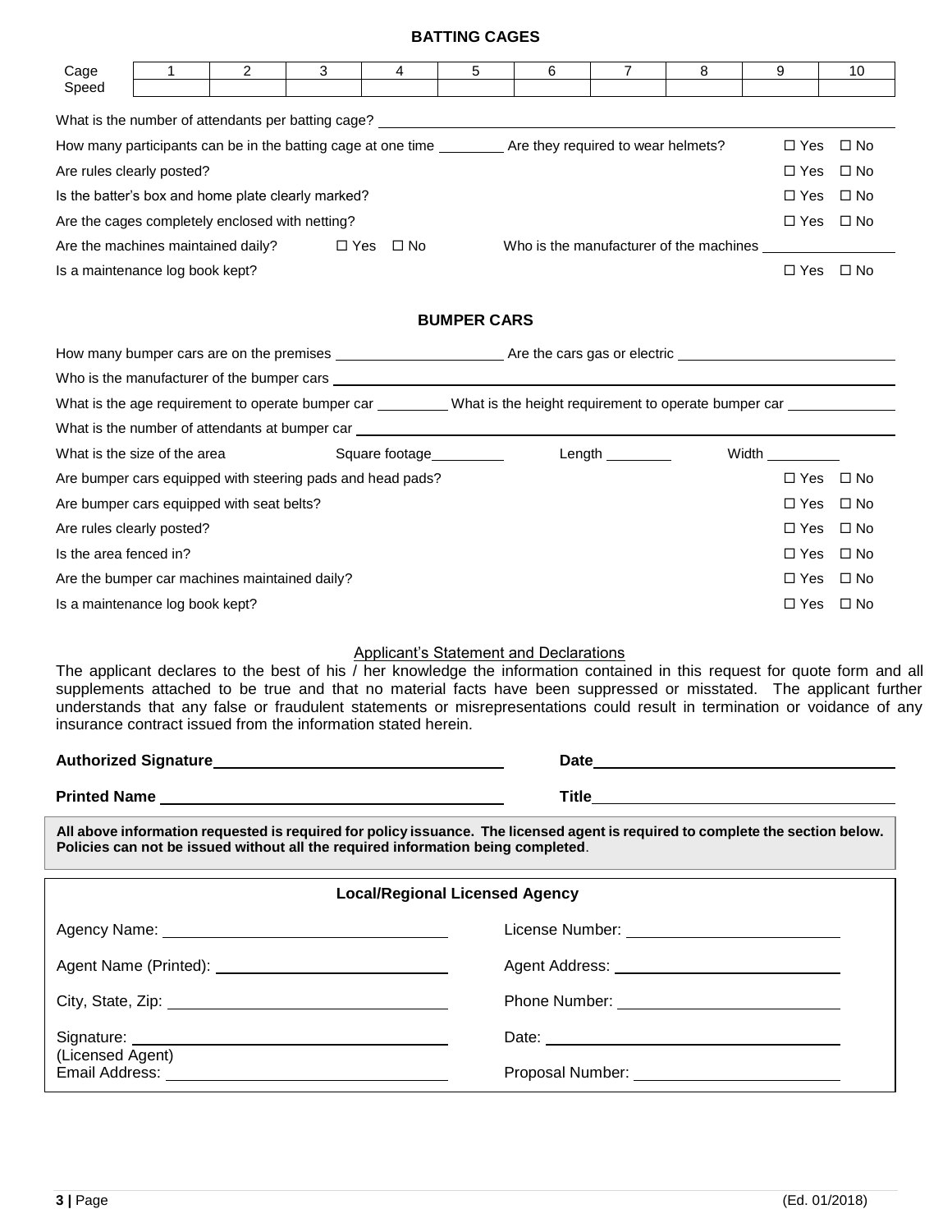## BATTING CAGES

| Cage | 1 | 2 | 3 | 4 | 5 | 6 | 7 | 8 | 9 | 10 |
|---|---|---|---|---|---|---|---|---|---|---|
| Speed | | | | | | | | | | |

What is the number of attendants per batting cage? ______________________

How many participants can be in the batting cage at one time ________ Are they required to wear helmets? ☐ Yes ☐ No

Are rules clearly posted? ☐ Yes ☐ No

Is the batter's box and home plate clearly marked? ☐ Yes ☐ No

Are the cages completely enclosed with netting? ☐ Yes ☐ No

Are the machines maintained daily? ☐ Yes ☐ No Who is the manufacturer of the machines ________________

Is a maintenance log book kept? ☐ Yes ☐ No

## BUMPER CARS

How many bumper cars are on the premises ____________________ Are the cars gas or electric ____________________

Who is the manufacturer of the bumper cars ______________________

What is the age requirement to operate bumper car _________ What is the height requirement to operate bumper car _____________

What is the number of attendants at bumper car ______________________

What is the size of the area Square footage_________ Length ________ Width _________

Are bumper cars equipped with steering pads and head pads? ☐ Yes ☐ No

Are bumper cars equipped with seat belts? ☐ Yes ☐ No

Are rules clearly posted? ☐ Yes ☐ No

Is the area fenced in? ☐ Yes ☐ No

Are the bumper car machines maintained daily? ☐ Yes ☐ No

Is a maintenance log book kept? ☐ Yes ☐ No

### Applicant's Statement and Declarations

The applicant declares to the best of his / her knowledge the information contained in this request for quote form and all supplements attached to be true and that no material facts have been suppressed or misstated. The applicant further understands that any false or fraudulent statements or misrepresentations could result in termination or voidance of any insurance contract issued from the information stated herein.

**Authorized Signature** ______________________ **Date** ______________________

**Printed Name** ______________________ **Title** ______________________

**All above information requested is required for policy issuance. The licensed agent is required to complete the section below. Policies can not be issued without all the required information being completed**.

### Local/Regional Licensed Agency

Agency Name: ______________________ License Number: ______________________

Agent Name (Printed): ______________________ Agent Address: ______________________

City, State, Zip: ______________________ Phone Number: ______________________

Signature: ______________________ Date: ______________________
(Licensed Agent)

Email Address: ______________________ Proposal Number: ______________________

(Ed. 01/2018)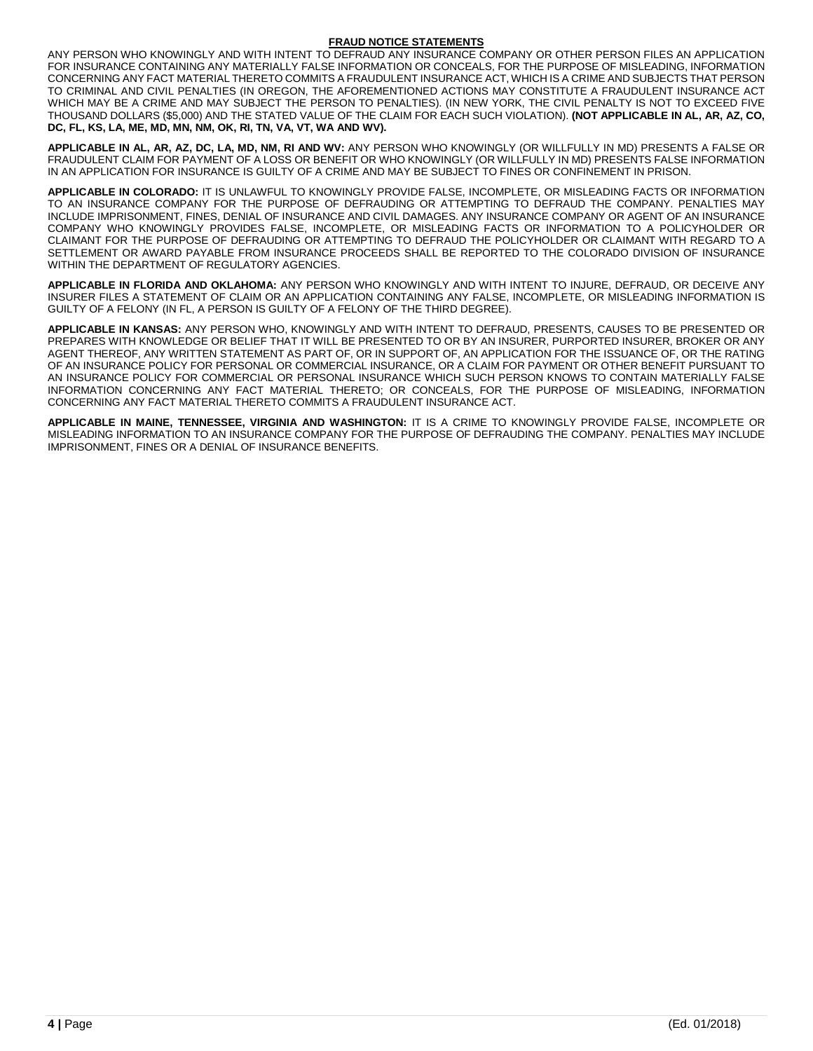**FRAUD NOTICE STATEMENTS**

ANY PERSON WHO KNOWINGLY AND WITH INTENT TO DEFRAUD ANY INSURANCE COMPANY OR OTHER PERSON FILES AN APPLICATION FOR INSURANCE CONTAINING ANY MATERIALLY FALSE INFORMATION OR CONCEALS, FOR THE PURPOSE OF MISLEADING, INFORMATION CONCERNING ANY FACT MATERIAL THERETO COMMITS A FRAUDULENT INSURANCE ACT, WHICH IS A CRIME AND SUBJECTS THAT PERSON TO CRIMINAL AND CIVIL PENALTIES (IN OREGON, THE AFOREMENTIONED ACTIONS MAY CONSTITUTE A FRAUDULENT INSURANCE ACT WHICH MAY BE A CRIME AND MAY SUBJECT THE PERSON TO PENALTIES). (IN NEW YORK, THE CIVIL PENALTY IS NOT TO EXCEED FIVE THOUSAND DOLLARS ($5,000) AND THE STATED VALUE OF THE CLAIM FOR EACH SUCH VIOLATION). **(NOT APPLICABLE IN AL, AR, AZ, CO, DC, FL, KS, LA, ME, MD, MN, NM, OK, RI, TN, VA, VT, WA AND WV).**

**APPLICABLE IN AL, AR, AZ, DC, LA, MD, NM, RI AND WV:** ANY PERSON WHO KNOWINGLY (OR WILLFULLY IN MD) PRESENTS A FALSE OR FRAUDULENT CLAIM FOR PAYMENT OF A LOSS OR BENEFIT OR WHO KNOWINGLY (OR WILLFULLY IN MD) PRESENTS FALSE INFORMATION IN AN APPLICATION FOR INSURANCE IS GUILTY OF A CRIME AND MAY BE SUBJECT TO FINES OR CONFINEMENT IN PRISON.

**APPLICABLE IN COLORADO:** IT IS UNLAWFUL TO KNOWINGLY PROVIDE FALSE, INCOMPLETE, OR MISLEADING FACTS OR INFORMATION TO AN INSURANCE COMPANY FOR THE PURPOSE OF DEFRAUDING OR ATTEMPTING TO DEFRAUD THE COMPANY. PENALTIES MAY INCLUDE IMPRISONMENT, FINES, DENIAL OF INSURANCE AND CIVIL DAMAGES. ANY INSURANCE COMPANY OR AGENT OF AN INSURANCE COMPANY WHO KNOWINGLY PROVIDES FALSE, INCOMPLETE, OR MISLEADING FACTS OR INFORMATION TO A POLICYHOLDER OR CLAIMANT FOR THE PURPOSE OF DEFRAUDING OR ATTEMPTING TO DEFRAUD THE POLICYHOLDER OR CLAIMANT WITH REGARD TO A SETTLEMENT OR AWARD PAYABLE FROM INSURANCE PROCEEDS SHALL BE REPORTED TO THE COLORADO DIVISION OF INSURANCE WITHIN THE DEPARTMENT OF REGULATORY AGENCIES.

**APPLICABLE IN FLORIDA AND OKLAHOMA:** ANY PERSON WHO KNOWINGLY AND WITH INTENT TO INJURE, DEFRAUD, OR DECEIVE ANY INSURER FILES A STATEMENT OF CLAIM OR AN APPLICATION CONTAINING ANY FALSE, INCOMPLETE, OR MISLEADING INFORMATION IS GUILTY OF A FELONY (IN FL, A PERSON IS GUILTY OF A FELONY OF THE THIRD DEGREE).

**APPLICABLE IN KANSAS:** ANY PERSON WHO, KNOWINGLY AND WITH INTENT TO DEFRAUD, PRESENTS, CAUSES TO BE PRESENTED OR PREPARES WITH KNOWLEDGE OR BELIEF THAT IT WILL BE PRESENTED TO OR BY AN INSURER, PURPORTED INSURER, BROKER OR ANY AGENT THEREOF, ANY WRITTEN STATEMENT AS PART OF, OR IN SUPPORT OF, AN APPLICATION FOR THE ISSUANCE OF, OR THE RATING OF AN INSURANCE POLICY FOR PERSONAL OR COMMERCIAL INSURANCE, OR A CLAIM FOR PAYMENT OR OTHER BENEFIT PURSUANT TO AN INSURANCE POLICY FOR COMMERCIAL OR PERSONAL INSURANCE WHICH SUCH PERSON KNOWS TO CONTAIN MATERIALLY FALSE INFORMATION CONCERNING ANY FACT MATERIAL THERETO; OR CONCEALS, FOR THE PURPOSE OF MISLEADING, INFORMATION CONCERNING ANY FACT MATERIAL THERETO COMMITS A FRAUDULENT INSURANCE ACT.

**APPLICABLE IN MAINE, TENNESSEE, VIRGINIA AND WASHINGTON:** IT IS A CRIME TO KNOWINGLY PROVIDE FALSE, INCOMPLETE OR MISLEADING INFORMATION TO AN INSURANCE COMPANY FOR THE PURPOSE OF DEFRAUDING THE COMPANY. PENALTIES MAY INCLUDE IMPRISONMENT, FINES OR A DENIAL OF INSURANCE BENEFITS.